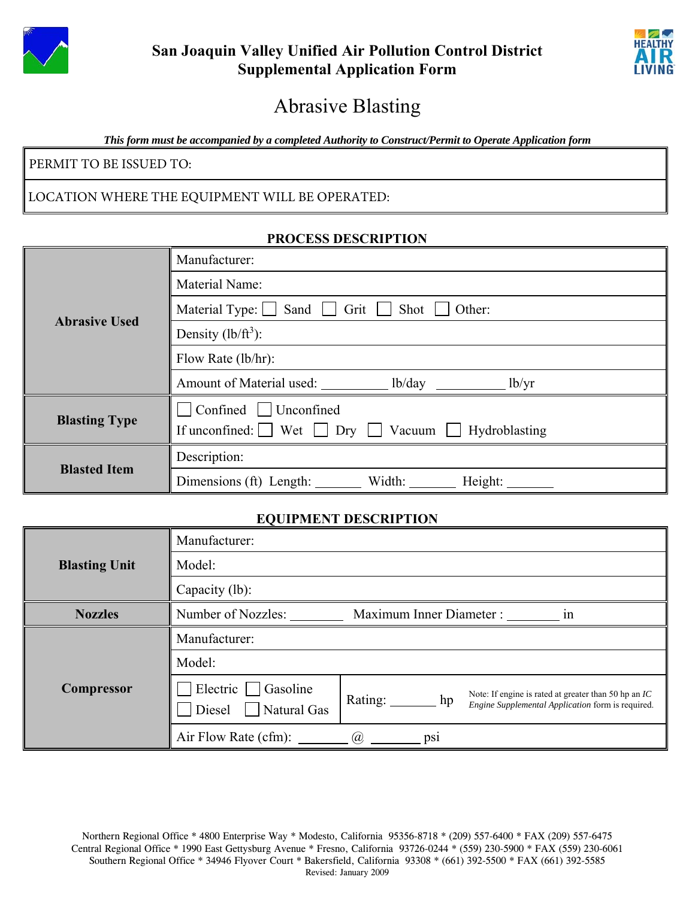# San Joaquin Valley Unified Air Pollution Control District
## Supplemental Application Form

# Abrasive Blasting

***This form must be accompanied by a completed Authority to Construct/Permit to Operate Application form***

| PERMIT TO BE ISSUED TO: |
|---|
| LOCATION WHERE THE EQUIPMENT WILL BE OPERATED: |

### PROCESS DESCRIPTION

| | |
|---|---|
| **Abrasive Used** | Manufacturer: |
| | Material Name: |
| | Material Type: ☐ Sand ☐ Grit ☐ Shot ☐ Other: |
| | Density (lb/ft$^3$): |
| | Flow Rate (lb/hr): |
| | Amount of Material used: __________ lb/day __________ lb/yr |
| **Blasting Type** | ☐ Confined ☐ Unconfined<br>If unconfined: ☐ Wet ☐ Dry ☐ Vacuum ☐ Hydroblasting |
| **Blasted Item** | Description: |
| | Dimensions (ft) Length: _______ Width: _______ Height: _______ |

### EQUIPMENT DESCRIPTION

| | | |
|---|---|---|
| **Blasting Unit** | Manufacturer: | |
| | Model: | |
| | Capacity (lb): | |
| **Nozzles** | Number of Nozzles: ________ Maximum Inner Diameter : ________ in | |
| **Compressor** | Manufacturer: | |
| | Model: | |
| | ☐ Electric ☐ Gasoline<br>☐ Diesel ☐ Natural Gas | Rating: _______ hp Note: If engine is rated at greater than 50 hp an *IC Engine Supplemental Application* form is required. |
| | Air Flow Rate (cfm): _______ @ _______ psi | |

Northern Regional Office * 4800 Enterprise Way * Modesto, California 95356-8718 * (209) 557-6400 * FAX (209) 557-6475
Central Regional Office * 1990 East Gettysburg Avenue * Fresno, California 93726-0244 * (559) 230-5900 * FAX (559) 230-6061
Southern Regional Office * 34946 Flyover Court * Bakersfield, California 93308 * (661) 392-5500 * FAX (661) 392-5585
Revised: January 2009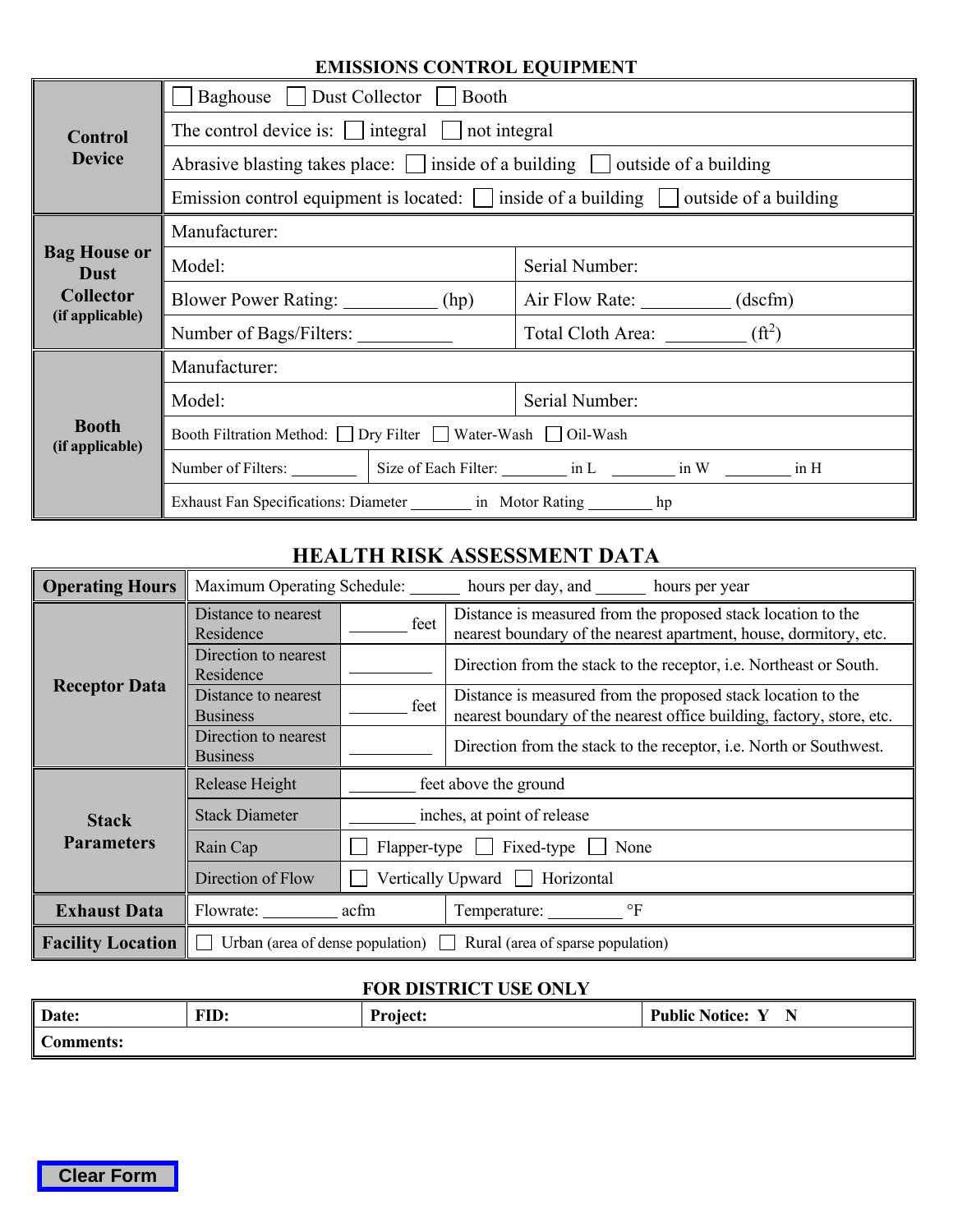## EMISSIONS CONTROL EQUIPMENT

| | | |
|---|---|---|
| **Control Device** | ☐ Baghouse ☐ Dust Collector ☐ Booth | |
| | The control device is: ☐ integral ☐ not integral | |
| | Abrasive blasting takes place: ☐ inside of a building ☐ outside of a building | |
| | Emission control equipment is located: ☐ inside of a building ☐ outside of a building | |
| **Bag House or Dust Collector (if applicable)** | Manufacturer: | |
| | Model: | Serial Number: |
| | Blower Power Rating: __________ (hp) | Air Flow Rate: __________ (dscfm) |
| | Number of Bags/Filters: __________ | Total Cloth Area: _________ ($ft^2$) |
| **Booth (if applicable)** | Manufacturer: | |
| | Model: | Serial Number: |
| | Booth Filtration Method: ☐ Dry Filter ☐ Water-Wash ☐ Oil-Wash | |
| | Number of Filters: ________ | Size of Each Filter: ________ in L ________ in W ________ in H |
| | Exhaust Fan Specifications: Diameter ________ in Motor Rating ________ hp | |

## HEALTH RISK ASSESSMENT DATA

| | | | |
|---|---|---|---|
| **Operating Hours** | Maximum Operating Schedule: ______ hours per day, and ______ hours per year | | |
| **Receptor Data** | Distance to nearest Residence | _______ feet | Distance is measured from the proposed stack location to the nearest boundary of the nearest apartment, house, dormitory, etc. |
| | Direction to nearest Residence | __________ | Direction from the stack to the receptor, i.e. Northeast or South. |
| | Distance to nearest Business | _______ feet | Distance is measured from the proposed stack location to the nearest boundary of the nearest office building, factory, store, etc. |
| | Direction to nearest Business | __________ | Direction from the stack to the receptor, i.e. North or Southwest. |
| **Stack Parameters** | Release Height | ________ feet above the ground | |
| | Stack Diameter | ________ inches, at point of release | |
| | Rain Cap | ☐ Flapper-type ☐ Fixed-type ☐ None | |
| | Direction of Flow | ☐ Vertically Upward ☐ Horizontal | |
| **Exhaust Data** | Flowrate: _________ acfm | | Temperature: _________ °F |
| **Facility Location** | ☐ Urban (area of dense population) ☐ Rural (area of sparse population) | | |

## FOR DISTRICT USE ONLY

| | | | |
|---|---|---|---|
| **Date:** | **FID:** | **Project:** | **Public Notice: Y N** |
| **Comments:** | | | |

Clear Form